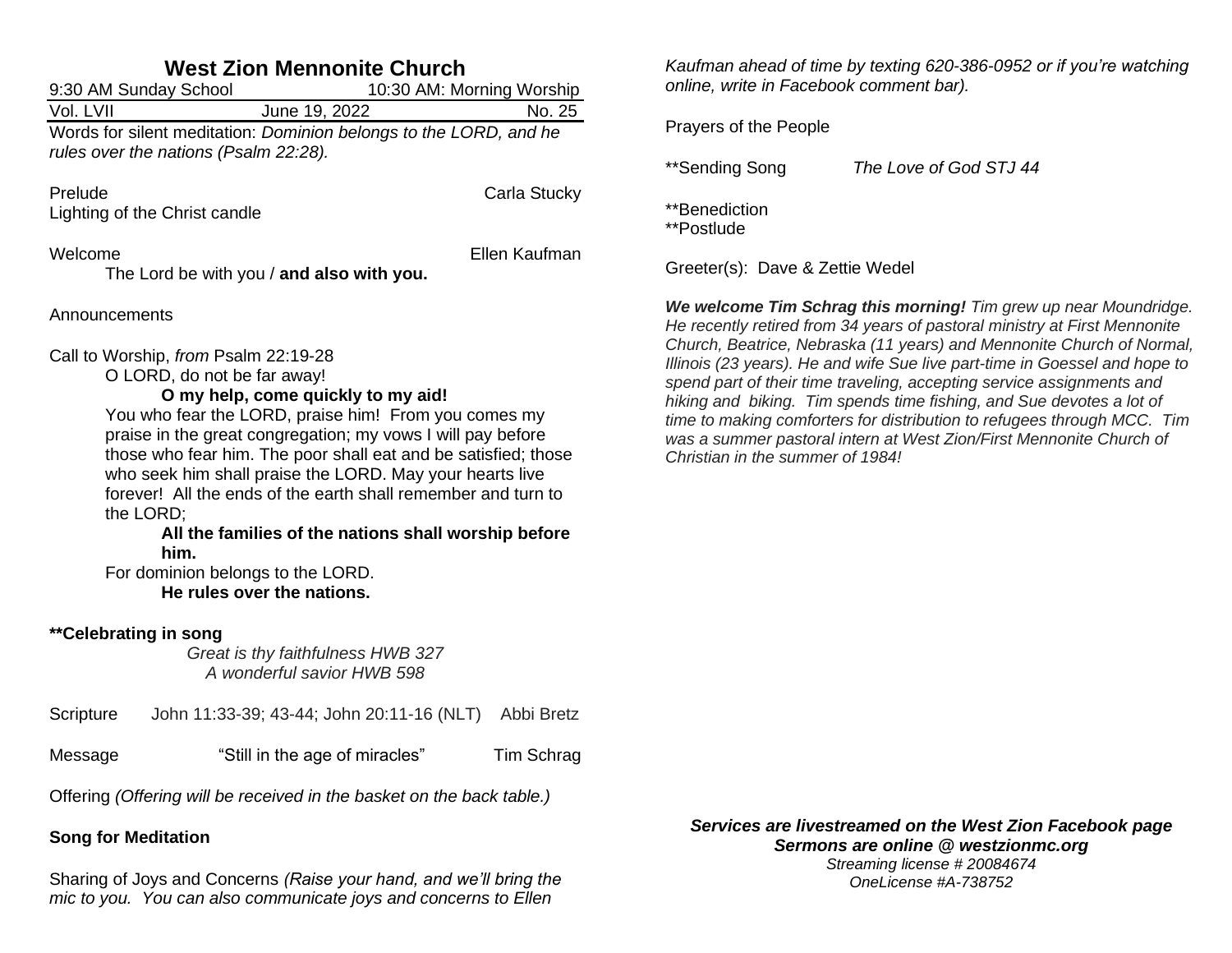# West Zion Mennonite Church

9:30 AM Sunday School 10:30 AM: Morning Worship

Vol. LVII June 19, 2022 No. 25

Words for silent meditation: *Dominion belongs to the LORD, and he rules over the nations (Psalm 22:28).*

Prelude Carla Stucky

Lighting of the Christ candle

Welcome Ellen Kaufman

The Lord be with you / **and also with you.**

Announcements

Call to Worship, *from* Psalm 22:19-28

O LORD, do not be far away!

**O my help, come quickly to my aid!**

You who fear the LORD, praise him! From you comes my praise in the great congregation; my vows I will pay before those who fear him. The poor shall eat and be satisfied; those who seek him shall praise the LORD. May your hearts live forever! All the ends of the earth shall remember and turn to the LORD;

**All the families of the nations shall worship before him.**

For dominion belongs to the LORD.

**He rules over the nations.**

**\*\*Celebrating in song**

*Great is thy faithfulness HWB 327*

*A wonderful savior HWB 598*

Scripture John 11:33-39; 43-44; John 20:11-16 (NLT) Abbi Bretz

Message "Still in the age of miracles" Tim Schrag

Offering *(Offering will be received in the basket on the back table.)*

**Song for Meditation**

Sharing of Joys and Concerns *(Raise your hand, and we'll bring the mic to you. You can also communicate joys and concerns to Ellen Kaufman ahead of time by texting 620-386-0952 or if you're watching online, write in Facebook comment bar).*

Prayers of the People

\*\*Sending Song *The Love of God STJ 44*

\*\*Benediction

\*\*Postlude

Greeter(s): Dave & Zettie Wedel

***We welcome Tim Schrag this morning!*** *Tim grew up near Moundridge. He recently retired from 34 years of pastoral ministry at First Mennonite Church, Beatrice, Nebraska (11 years) and Mennonite Church of Normal, Illinois (23 years). He and wife Sue live part-time in Goessel and hope to spend part of their time traveling, accepting service assignments and hiking and biking. Tim spends time fishing, and Sue devotes a lot of time to making comforters for distribution to refugees through MCC. Tim was a summer pastoral intern at West Zion/First Mennonite Church of Christian in the summer of 1984!*

***Services are livestreamed on the West Zion Facebook page***

***Sermons are online @ westzionmc.org***

*Streaming license # 20084674*

*OneLicense #A-738752*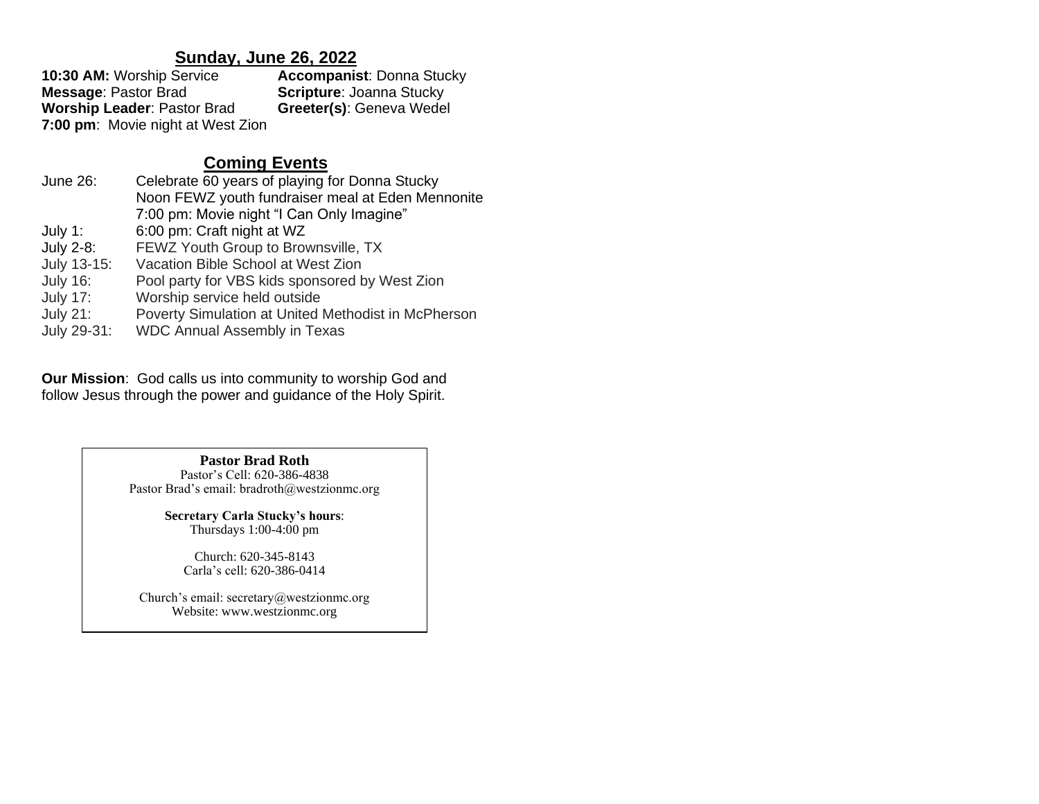## Sunday, June 26, 2022

**10:30 AM:** Worship Service
**Message**: Pastor Brad
**Worship Leader**: Pastor Brad
**7:00 pm**: Movie night at West Zion

**Accompanist**: Donna Stucky
**Scripture**: Joanna Stucky
**Greeter(s)**: Geneva Wedel

## Coming Events

| | |
|---|---|
| June 26: | Celebrate 60 years of playing for Donna Stucky |
| | Noon FEWZ youth fundraiser meal at Eden Mennonite |
| | 7:00 pm: Movie night "I Can Only Imagine" |
| July 1: | 6:00 pm: Craft night at WZ |
| July 2-8: | FEWZ Youth Group to Brownsville, TX |
| July 13-15: | Vacation Bible School at West Zion |
| July 16: | Pool party for VBS kids sponsored by West Zion |
| July 17: | Worship service held outside |
| July 21: | Poverty Simulation at United Methodist in McPherson |
| July 29-31: | WDC Annual Assembly in Texas |

**Our Mission**: God calls us into community to worship God and follow Jesus through the power and guidance of the Holy Spirit.

**Pastor Brad Roth**
Pastor's Cell: 620-386-4838
Pastor Brad's email: bradroth@westzionmc.org

**Secretary Carla Stucky's hours**:
Thursdays 1:00-4:00 pm

Church: 620-345-8143
Carla's cell: 620-386-0414

Church's email: secretary@westzionmc.org
Website: www.westzionmc.org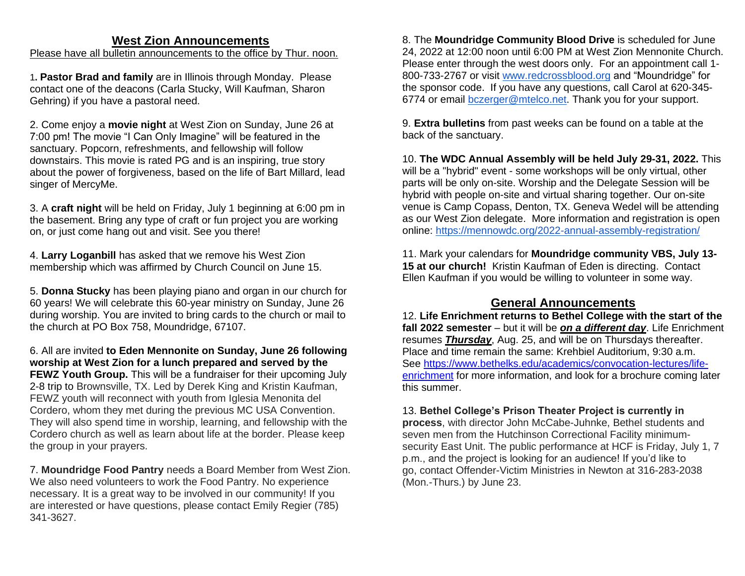## West Zion Announcements

Please have all bulletin announcements to the office by Thur. noon.

1. **Pastor Brad and family** are in Illinois through Monday. Please contact one of the deacons (Carla Stucky, Will Kaufman, Sharon Gehring) if you have a pastoral need.

2. Come enjoy a **movie night** at West Zion on Sunday, June 26 at 7:00 pm! The movie "I Can Only Imagine" will be featured in the sanctuary. Popcorn, refreshments, and fellowship will follow downstairs. This movie is rated PG and is an inspiring, true story about the power of forgiveness, based on the life of Bart Millard, lead singer of MercyMe.

3. A **craft night** will be held on Friday, July 1 beginning at 6:00 pm in the basement. Bring any type of craft or fun project you are working on, or just come hang out and visit. See you there!

4. **Larry Loganbill** has asked that we remove his West Zion membership which was affirmed by Church Council on June 15.

5. **Donna Stucky** has been playing piano and organ in our church for 60 years! We will celebrate this 60-year ministry on Sunday, June 26 during worship. You are invited to bring cards to the church or mail to the church at PO Box 758, Moundridge, 67107.

6. All are invited **to Eden Mennonite on Sunday, June 26 following worship at West Zion for a lunch prepared and served by the FEWZ Youth Group.** This will be a fundraiser for their upcoming July 2-8 trip to Brownsville, TX. Led by Derek King and Kristin Kaufman, FEWZ youth will reconnect with youth from Iglesia Menonita del Cordero, whom they met during the previous MC USA Convention. They will also spend time in worship, learning, and fellowship with the Cordero church as well as learn about life at the border. Please keep the group in your prayers.

7. **Moundridge Food Pantry** needs a Board Member from West Zion. We also need volunteers to work the Food Pantry. No experience necessary. It is a great way to be involved in our community! If you are interested or have questions, please contact Emily Regier (785) 341-3627.

8. The **Moundridge Community Blood Drive** is scheduled for June 24, 2022 at 12:00 noon until 6:00 PM at West Zion Mennonite Church. Please enter through the west doors only. For an appointment call 1-800-733-2767 or visit www.redcrossblood.org and "Moundridge" for the sponsor code. If you have any questions, call Carol at 620-345-6774 or email bczerger@mtelco.net. Thank you for your support.

9. **Extra bulletins** from past weeks can be found on a table at the back of the sanctuary.

10. **The WDC Annual Assembly will be held July 29-31, 2022.** This will be a "hybrid" event - some workshops will be only virtual, other parts will be only on-site. Worship and the Delegate Session will be hybrid with people on-site and virtual sharing together. Our on-site venue is Camp Copass, Denton, TX. Geneva Wedel will be attending as our West Zion delegate. More information and registration is open online: https://mennowdc.org/2022-annual-assembly-registration/

11. Mark your calendars for **Moundridge community VBS, July 13-15 at our church!** Kristin Kaufman of Eden is directing. Contact Ellen Kaufman if you would be willing to volunteer in some way.

## General Announcements

12. **Life Enrichment returns to Bethel College with the start of the fall 2022 semester** – but it will be ***on a different day***. Life Enrichment resumes ***Thursday***, Aug. 25, and will be on Thursdays thereafter. Place and time remain the same: Krehbiel Auditorium, 9:30 a.m. See https://www.bethelks.edu/academics/convocation-lectures/life-enrichment for more information, and look for a brochure coming later this summer.

13. **Bethel College's Prison Theater Project is currently in process**, with director John McCabe-Juhnke, Bethel students and seven men from the Hutchinson Correctional Facility minimum-security East Unit. The public performance at HCF is Friday, July 1, 7 p.m., and the project is looking for an audience! If you'd like to go, contact Offender-Victim Ministries in Newton at 316-283-2038 (Mon.-Thurs.) by June 23.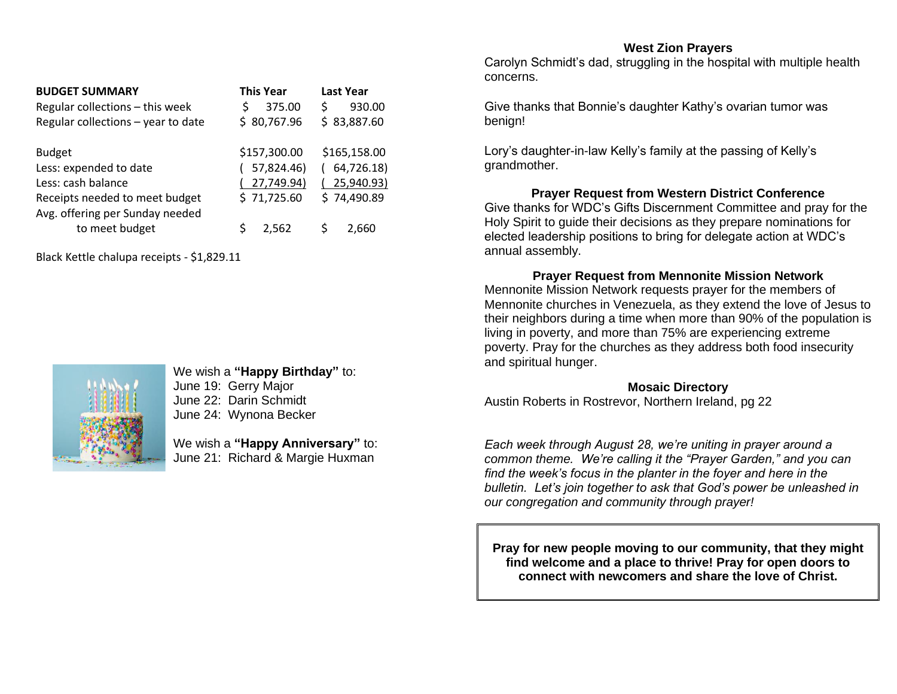| **BUDGET SUMMARY** | **This Year** | **Last Year** |
| --- | --- | --- |
| Regular collections – this week | $ 375.00 | $ 930.00 |
| Regular collections – year to date | $ 80,767.96 | $ 83,887.60 |
| | | |
| Budget | $157,300.00 | $165,158.00 |
| Less: expended to date | ( 57,824.46) | ( 64,726.18) |
| Less: cash balance | ( 27,749.94) | ( 25,940.93) |
| Receipts needed to meet budget | $ 71,725.60 | $ 74,490.89 |
| Avg. offering per Sunday needed to meet budget | $ 2,562 | $ 2,660 |

Black Kettle chalupa receipts - $1,829.11

We wish a **"Happy Birthday"** to:
June 19: Gerry Major
June 22: Darin Schmidt
June 24: Wynona Becker

We wish a **"Happy Anniversary"** to:
June 21: Richard & Margie Huxman

### West Zion Prayers

Carolyn Schmidt's dad, struggling in the hospital with multiple health concerns.

Give thanks that Bonnie's daughter Kathy's ovarian tumor was benign!

Lory's daughter-in-law Kelly's family at the passing of Kelly's grandmother.

### Prayer Request from Western District Conference

Give thanks for WDC's Gifts Discernment Committee and pray for the Holy Spirit to guide their decisions as they prepare nominations for elected leadership positions to bring for delegate action at WDC's annual assembly.

### Prayer Request from Mennonite Mission Network

Mennonite Mission Network requests prayer for the members of Mennonite churches in Venezuela, as they extend the love of Jesus to their neighbors during a time when more than 90% of the population is living in poverty, and more than 75% are experiencing extreme poverty. Pray for the churches as they address both food insecurity and spiritual hunger.

### Mosaic Directory

Austin Roberts in Rostrevor, Northern Ireland, pg 22

*Each week through August 28, we're uniting in prayer around a common theme. We're calling it the "Prayer Garden," and you can find the week's focus in the planter in the foyer and here in the bulletin. Let's join together to ask that God's power be unleashed in our congregation and community through prayer!*

**Pray for new people moving to our community, that they might find welcome and a place to thrive! Pray for open doors to connect with newcomers and share the love of Christ.**